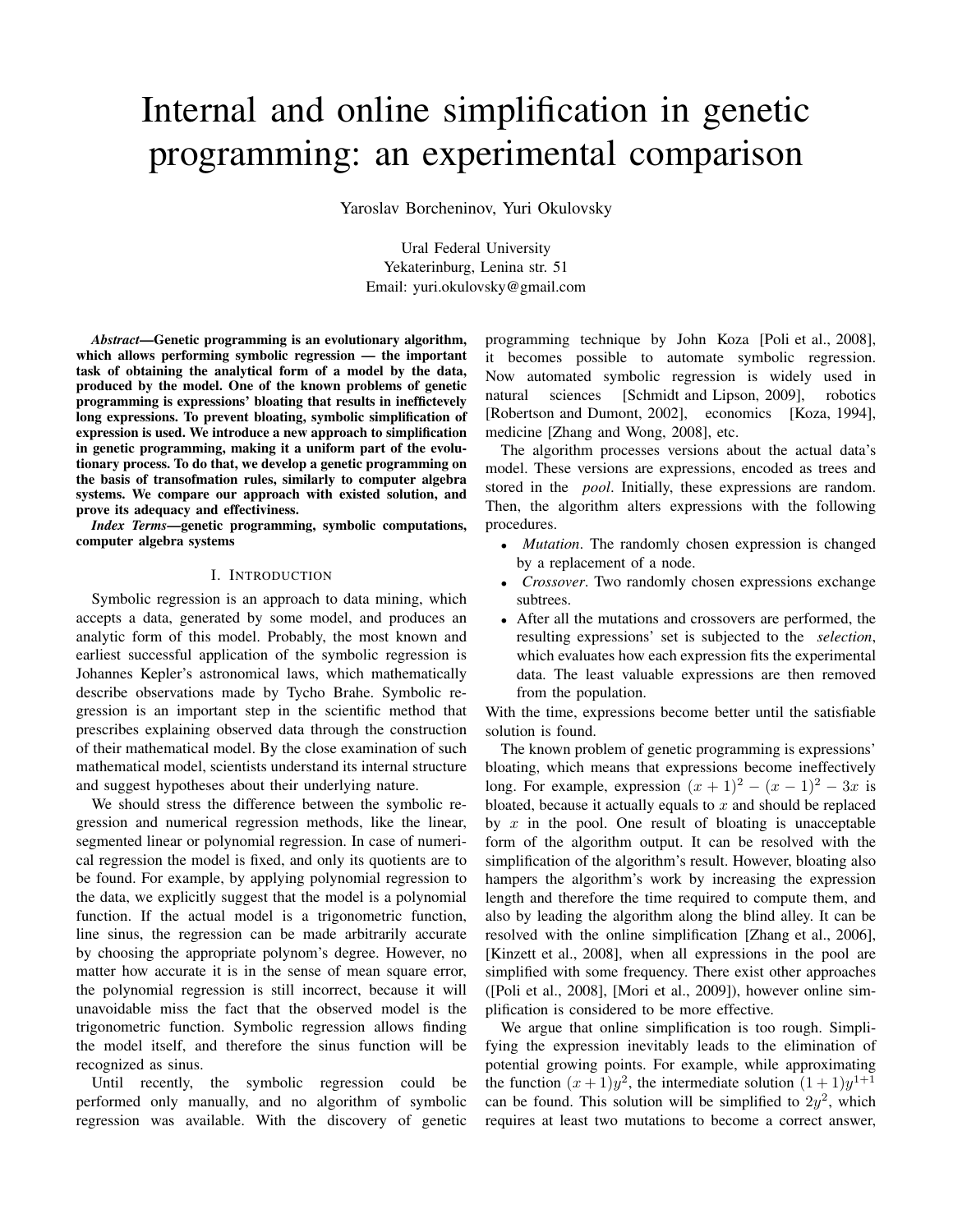# Internal and online simplification in genetic programming: an experimental comparison

Yaroslav Borcheninov, Yuri Okulovsky

Ural Federal University
Yekaterinburg, Lenina str. 51
Email: yuri.okulovsky@gmail.com

***Abstract*—Genetic programming is an evolutionary algorithm, which allows performing symbolic regression — the important task of obtaining the analytical form of a model by the data, produced by the model. One of the known problems of genetic programming is expressions' bloating that results in ineffictevely long expressions. To prevent bloating, symbolic simplification of expression is used. We introduce a new approach to simplification in genetic programming, making it a uniform part of the evolutionary process. To do that, we develop a genetic programming on the basis of transofmation rules, similarly to computer algebra systems. We compare our approach with existed solution, and prove its adequacy and effectiviness.**

***Index Terms*—genetic programming, symbolic computations, computer algebra systems**

## I. Introduction

Symbolic regression is an approach to data mining, which accepts a data, generated by some model, and produces an analytic form of this model. Probably, the most known and earliest successful application of the symbolic regression is Johannes Kepler's astronomical laws, which mathematically describe observations made by Tycho Brahe. Symbolic regression is an important step in the scientific method that prescribes explaining observed data through the construction of their mathematical model. By the close examination of such mathematical model, scientists understand its internal structure and suggest hypotheses about their underlying nature.

We should stress the difference between the symbolic regression and numerical regression methods, like the linear, segmented linear or polynomial regression. In case of numerical regression the model is fixed, and only its quotients are to be found. For example, by applying polynomial regression to the data, we explicitly suggest that the model is a polynomial function. If the actual model is a trigonometric function, line sinus, the regression can be made arbitrarily accurate by choosing the appropriate polynom's degree. However, no matter how accurate it is in the sense of mean square error, the polynomial regression is still incorrect, because it will unavoidable miss the fact that the observed model is the trigonometric function. Symbolic regression allows finding the model itself, and therefore the sinus function will be recognized as sinus.

Until recently, the symbolic regression could be performed only manually, and no algorithm of symbolic regression was available. With the discovery of genetic programming technique by John Koza [Poli et al., 2008], it becomes possible to automate symbolic regression. Now automated symbolic regression is widely used in natural sciences [Schmidt and Lipson, 2009], robotics [Robertson and Dumont, 2002], economics [Koza, 1994], medicine [Zhang and Wong, 2008], etc.

The algorithm processes versions about the actual data's model. These versions are expressions, encoded as trees and stored in the *pool*. Initially, these expressions are random. Then, the algorithm alters expressions with the following procedures.

- *Mutation*. The randomly chosen expression is changed by a replacement of a node.
- *Crossover*. Two randomly chosen expressions exchange subtrees.
- After all the mutations and crossovers are performed, the resulting expressions' set is subjected to the *selection*, which evaluates how each expression fits the experimental data. The least valuable expressions are then removed from the population.

With the time, expressions become better until the satisfiable solution is found.

The known problem of genetic programming is expressions' bloating, which means that expressions become ineffectively long. For example, expression $(x+1)^2 - (x-1)^2 - 3x$ is bloated, because it actually equals to $x$ and should be replaced by $x$ in the pool. One result of bloating is unacceptable form of the algorithm output. It can be resolved with the simplification of the algorithm's result. However, bloating also hampers the algorithm's work by increasing the expression length and therefore the time required to compute them, and also by leading the algorithm along the blind alley. It can be resolved with the online simplification [Zhang et al., 2006], [Kinzett et al., 2008], when all expressions in the pool are simplified with some frequency. There exist other approaches ([Poli et al., 2008], [Mori et al., 2009]), however online simplification is considered to be more effective.

We argue that online simplification is too rough. Simplifying the expression inevitably leads to the elimination of potential growing points. For example, while approximating the function $(x+1)y^2$, the intermediate solution $(1+1)y^{1+1}$ can be found. This solution will be simplified to $2y^2$, which requires at least two mutations to become a correct answer,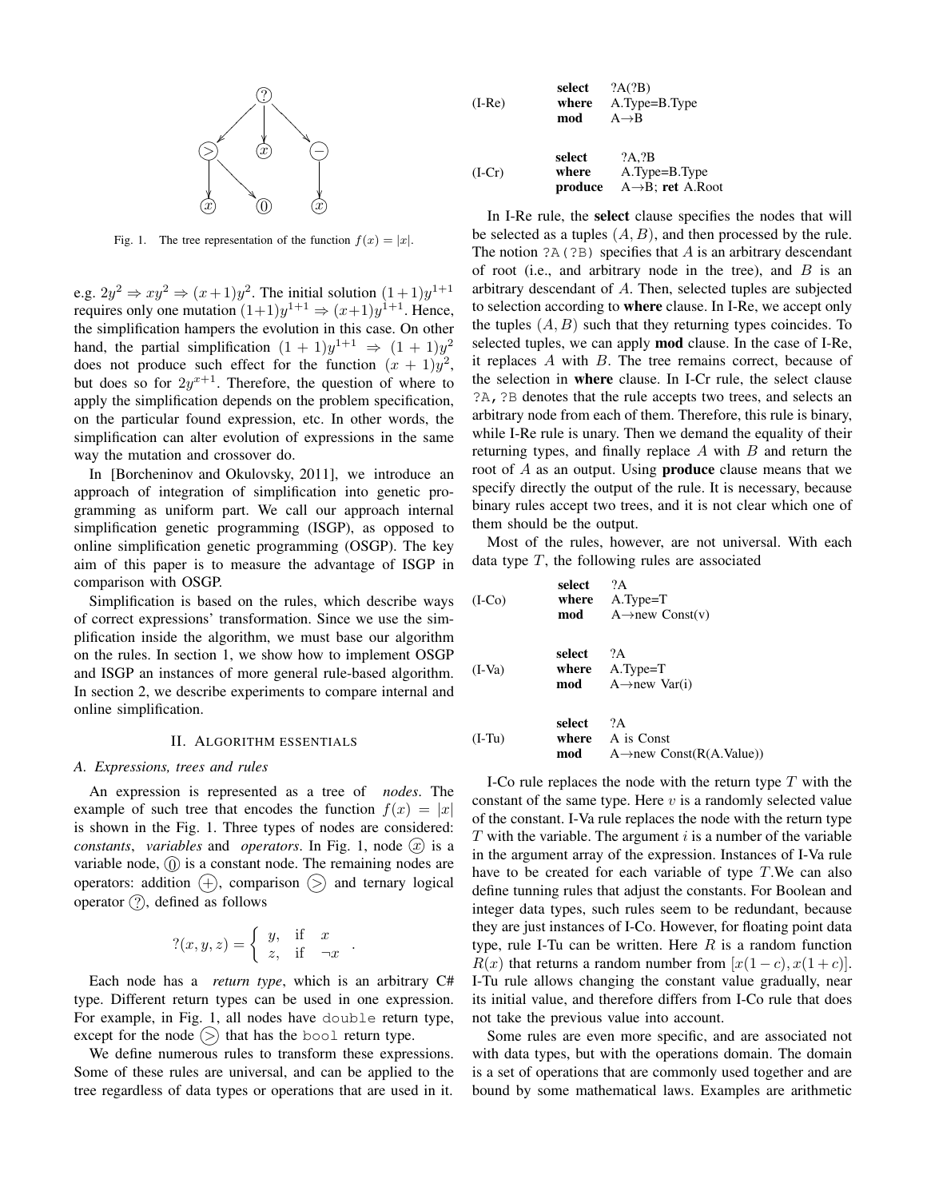Fig. 1. The tree representation of the function $f(x) = |x|$.

e.g. $2y^2 \Rightarrow xy^2 \Rightarrow (x+1)y^2$. The initial solution $(1+1)y^{1+1}$ requires only one mutation $(1+1)y^{1+1} \Rightarrow (x+1)y^{1+1}$. Hence, the simplification hampers the evolution in this case. On other hand, the partial simplification $(1+1)y^{1+1} \Rightarrow (1+1)y^2$ does not produce such effect for the function $(x+1)y^2$, but does so for $2y^{x+1}$. Therefore, the question of where to apply the simplification depends on the problem specification, on the particular found expression, etc. In other words, the simplification can alter evolution of expressions in the same way the mutation and crossover do.

In [Borcheninov and Okulovsky, 2011], we introduce an approach of integration of simplification into genetic programming as uniform part. We call our approach internal simplification genetic programming (ISGP), as opposed to online simplification genetic programming (OSGP). The key aim of this paper is to measure the advantage of ISGP in comparison with OSGP.

Simplification is based on the rules, which describe ways of correct expressions' transformation. Since we use the simplification inside the algorithm, we must base our algorithm on the rules. In section 1, we show how to implement OSGP and ISGP an instances of more general rule-based algorithm. In section 2, we describe experiments to compare internal and online simplification.

## II. Algorithm essentials

### A. Expressions, trees and rules

An expression is represented as a tree of *nodes*. The example of such tree that encodes the function $f(x) = |x|$ is shown in the Fig. 1. Three types of nodes are considered: *constants*, *variables* and *operators*. In Fig. 1, node ⓧ is a variable node, ⓪ is a constant node. The remaining nodes are operators: addition ⊕, comparison ⊳ and ternary logical operator ?, defined as follows

$$?(x, y, z) = \begin{cases} y, & \text{if} \quad x \\ z, & \text{if} \quad \neg x \end{cases} .$$

Each node has a *return type*, which is an arbitrary C# type. Different return types can be used in one expression. For example, in Fig. 1, all nodes have `double` return type, except for the node ⊳ that has the `bool` return type.

We define numerous rules to transform these expressions. Some of these rules are universal, and can be applied to the tree regardless of data types or operations that are used in it.

```
(I-Re)   select   ?A(?B)
         where    A.Type=B.Type
         mod      A→B

(I-Cr)   select   ?A,?B
         where    A.Type=B.Type
         produce  A→B; ret A.Root
```

In I-Re rule, the **select** clause specifies the nodes that will be selected as a tuples $(A, B)$, and then processed by the rule. The notion `?A(?B)` specifies that $A$ is an arbitrary descendant of root (i.e., and arbitrary node in the tree), and $B$ is an arbitrary descendant of $A$. Then, selected tuples are subjected to selection according to **where** clause. In I-Re, we accept only the tuples $(A, B)$ such that they returning types coincides. To selected tuples, we can apply **mod** clause. In the case of I-Re, it replaces $A$ with $B$. The tree remains correct, because of the selection in **where** clause. In I-Cr rule, the select clause `?A,?B` denotes that the rule accepts two trees, and selects an arbitrary node from each of them. Therefore, this rule is binary, while I-Re rule is unary. Then we demand the equality of their returning types, and finally replace $A$ with $B$ and return the root of $A$ as an output. Using **produce** clause means that we specify directly the output of the rule. It is necessary, because binary rules accept two trees, and it is not clear which one of them should be the output.

Most of the rules, however, are not universal. With each data type $T$, the following rules are associated

```
(I-Co)   select   ?A
         where    A.Type=T
         mod      A→new Const(v)

(I-Va)   select   ?A
         where    A.Type=T
         mod      A→new Var(i)

(I-Tu)   select   ?A
         where    A is Const
         mod      A→new Const(R(A.Value))
```

I-Co rule replaces the node with the return type $T$ with the constant of the same type. Here $v$ is a randomly selected value of the constant. I-Va rule replaces the node with the return type $T$ with the variable. The argument $i$ is a number of the variable in the argument array of the expression. Instances of I-Va rule have to be created for each variable of type $T$.We can also define tunning rules that adjust the constants. For Boolean and integer data types, such rules seem to be redundant, because they are just instances of I-Co. However, for floating point data type, rule I-Tu can be written. Here $R$ is a random function $R(x)$ that returns a random number from $[x(1-c), x(1+c)]$. I-Tu rule allows changing the constant value gradually, near its initial value, and therefore differs from I-Co rule that does not take the previous value into account.

Some rules are even more specific, and are associated not with data types, but with the operations domain. The domain is a set of operations that are commonly used together and are bound by some mathematical laws. Examples are arithmetic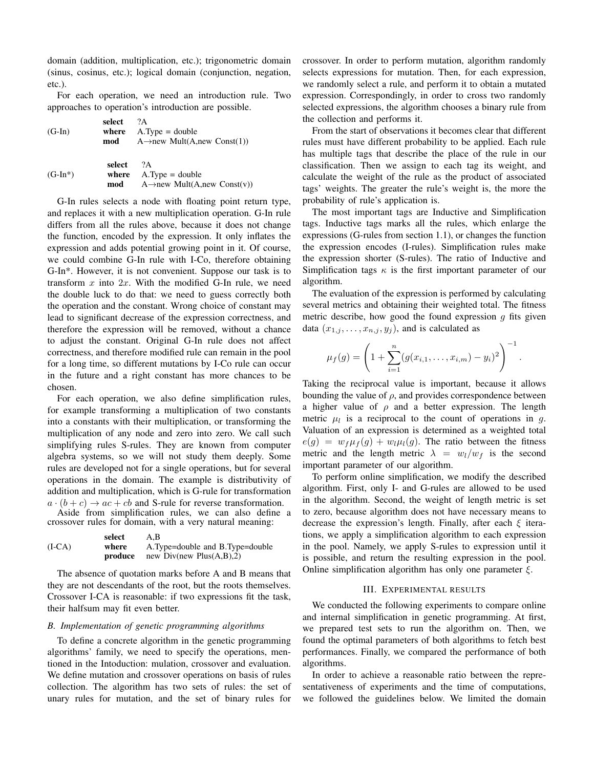domain (addition, multiplication, etc.); trigonometric domain (sinus, cosinus, etc.); logical domain (conjunction, negation, etc.).

For each operation, we need an introduction rule. Two approaches to operation's introduction are possible.

```
         select  ?A
(G-In)   where   A.Type = double
         mod     A→new Mult(A,new Const(1))
```

```
         select  ?A
(G-In*)  where   A.Type = double
         mod     A→new Mult(A,new Const(v))
```

G-In rules selects a node with floating point return type, and replaces it with a new multiplication operation. G-In rule differs from all the rules above, because it does not change the function, encoded by the expression. It only inflates the expression and adds potential growing point in it. Of course, we could combine G-In rule with I-Co, therefore obtaining G-In*. However, it is not convenient. Suppose our task is to transform $x$ into $2x$. With the modified G-In rule, we need the double luck to do that: we need to guess correctly both the operation and the constant. Wrong choice of constant may lead to significant decrease of the expression correctness, and therefore the expression will be removed, without a chance to adjust the constant. Original G-In rule does not affect correctness, and therefore modified rule can remain in the pool for a long time, so different mutations by I-Co rule can occur in the future and a right constant has more chances to be chosen.

For each operation, we also define simplification rules, for example transforming a multiplication of two constants into a constants with their multiplication, or transforming the multiplication of any node and zero into zero. We call such simplifying rules S-rules. They are known from computer algebra systems, so we will not study them deeply. Some rules are developed not for a single operations, but for several operations in the domain. The example is distributivity of addition and multiplication, which is G-rule for transformation $a \cdot (b + c) \to ac + cb$ and S-rule for reverse transformation.

Aside from simplification rules, we can also define a crossover rules for domain, with a very natural meaning:

```
         select   A,B
(I-CA)   where    A.Type=double and B.Type=double
         produce  new Div(new Plus(A,B),2)
```

The absence of quotation marks before A and B means that they are not descendants of the root, but the roots themselves. Crossover I-CA is reasonable: if two expressions fit the task, their halfsum may fit even better.

### B. Implementation of genetic programming algorithms

To define a concrete algorithm in the genetic programming algorithms' family, we need to specify the operations, mentioned in the Intoduction: mulation, crossover and evaluation. We define mutation and crossover operations on basis of rules collection. The algorithm has two sets of rules: the set of unary rules for mutation, and the set of binary rules for crossover. In order to perform mutation, algorithm randomly selects expressions for mutation. Then, for each expression, we randomly select a rule, and perform it to obtain a mutated expression. Correspondingly, in order to cross two randomly selected expressions, the algorithm chooses a binary rule from the collection and performs it.

From the start of observations it becomes clear that different rules must have different probability to be applied. Each rule has multiple tags that describe the place of the rule in our classification. Then we assign to each tag its weight, and calculate the weight of the rule as the product of associated tags' weights. The greater the rule's weight is, the more the probability of rule's application is.

The most important tags are Inductive and Simplification tags. Inductive tags marks all the rules, which enlarge the expressions (G-rules from section 1.1), or changes the function the expression encodes (I-rules). Simplification rules make the expression shorter (S-rules). The ratio of Inductive and Simplification tags $\kappa$ is the first important parameter of our algorithm.

The evaluation of the expression is performed by calculating several metrics and obtaining their weighted total. The fitness metric describe, how good the found expression $g$ fits given data $(x_{1,j}, \ldots, x_{n,j}, y_j)$, and is calculated as

$$\mu_f(g) = \left(1 + \sum_{i=1}^{n} (g(x_{i,1}, \ldots, x_{i,m}) - y_i)^2\right)^{-1}.$$

Taking the reciprocal value is important, because it allows bounding the value of $\rho$, and provides correspondence between a higher value of $\rho$ and a better expression. The length metric $\mu_l$ is a reciprocal to the count of operations in $g$. Valuation of an expression is determined as a weighted total $e(g) = w_f \mu_f(g) + w_l \mu_l(g)$. The ratio between the fitness metric and the length metric $\lambda = w_l / w_f$ is the second important parameter of our algorithm.

To perform online simplification, we modify the described algorithm. First, only I- and G-rules are allowed to be used in the algorithm. Second, the weight of length metric is set to zero, because algorithm does not have necessary means to decrease the expression's length. Finally, after each $\xi$ iterations, we apply a simplification algorithm to each expression in the pool. Namely, we apply S-rules to expression until it is possible, and return the resulting expression in the pool. Online simplification algorithm has only one parameter $\xi$.

## III. Experimental results

We conducted the following experiments to compare online and internal simplification in genetic programming. At first, we prepared test sets to run the algorithm on. Then, we found the optimal parameters of both algorithms to fetch best performances. Finally, we compared the performance of both algorithms.

In order to achieve a reasonable ratio between the representativeness of experiments and the time of computations, we followed the guidelines below. We limited the domain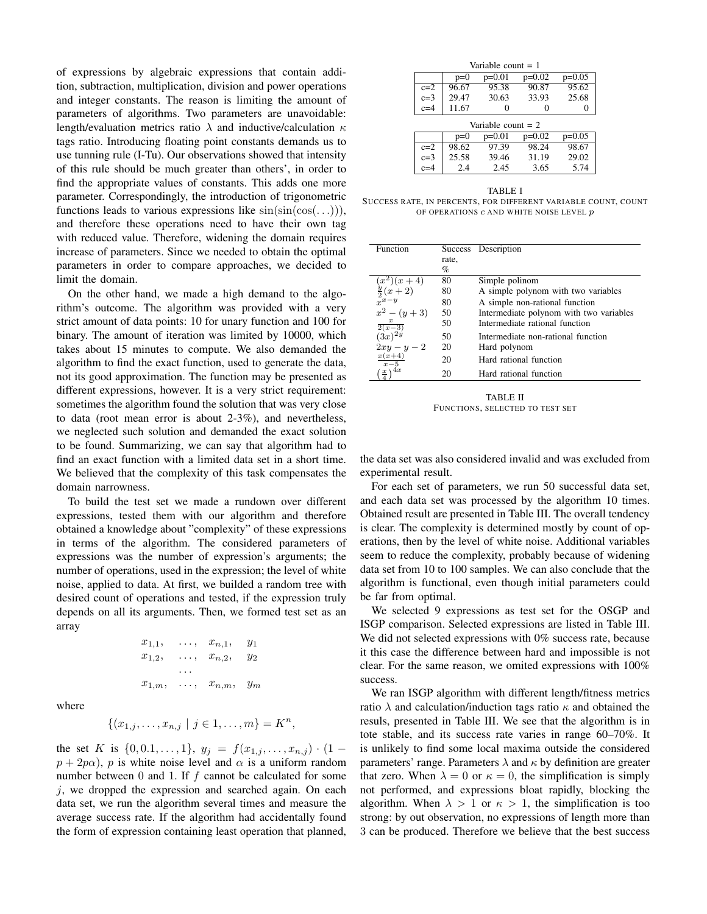of expressions by algebraic expressions that contain addition, subtraction, multiplication, division and power operations and integer constants. The reason is limiting the amount of parameters of algorithms. Two parameters are unavoidable: length/evaluation metrics ratio $\lambda$ and inductive/calculation $\kappa$ tags ratio. Introducing floating point constants demands us to use tunning rule (I-Tu). Our observations showed that intensity of this rule should be much greater than others', in order to find the appropriate values of constants. This adds one more parameter. Correspondingly, the introduction of trigonometric functions leads to various expressions like $\sin(\sin(\cos(\ldots)))$, and therefore these operations need to have their own tag with reduced value. Therefore, widening the domain requires increase of parameters. Since we needed to obtain the optimal parameters in order to compare approaches, we decided to limit the domain.

On the other hand, we made a high demand to the algorithm's outcome. The algorithm was provided with a very strict amount of data points: 10 for unary function and 100 for binary. The amount of iteration was limited by 10000, which takes about 15 minutes to compute. We also demanded the algorithm to find the exact function, used to generate the data, not its good approximation. The function may be presented as different expressions, however. It is a very strict requirement: sometimes the algorithm found the solution that was very close to data (root mean error is about 2-3%), and nevertheless, we neglected such solution and demanded the exact solution to be found. Summarizing, we can say that algorithm had to find an exact function with a limited data set in a short time. We believed that the complexity of this task compensates the domain narrowness.

To build the test set we made a rundown over different expressions, tested them with our algorithm and therefore obtained a knowledge about "complexity" of these expressions in terms of the algorithm. The considered parameters of expressions was the number of expression's arguments; the number of operations, used in the expression; the level of white noise, applied to data. At first, we built a random tree with desired count of operations and tested, if the expression truly depends on all its arguments. Then, we formed test set as an array

$$
\begin{array}{cccc}
x_{1,1}, & \ldots, & x_{n,1}, & y_1 \\
x_{1,2}, & \ldots, & x_{n,2}, & y_2 \\
 & \ldots & & \\
x_{1,m}, & \ldots, & x_{n,m}, & y_m
\end{array}
$$

where

$$
\{(x_{1,j}, \ldots, x_{n,j} \mid j \in 1, \ldots, m\} = K^n,
$$

the set $K$ is $\{0, 0.1, \ldots, 1\}$, $y_j = f(x_{1,j}, \ldots, x_{n,j}) \cdot (1 - p + 2p\alpha)$, $p$ is white noise level and $\alpha$ is a uniform random number between 0 and 1. If $f$ cannot be calculated for some $j$, we dropped the expression and searched again. On each data set, we run the algorithm several times and measure the average success rate. If the algorithm had accidentally found the form of expression containing least operation that planned, the data set was also considered invalid and was excluded from experimental result.

For each set of parameters, we run 50 successful data set, and each data set was processed by the algorithm 10 times. Obtained result are presented in Table III. The overall tendency is clear. The complexity is determined mostly by count of operations, then by the level of white noise. Additional variables seem to reduce the complexity, probably because of widening data set from 10 to 100 samples. We can also conclude that the algorithm is functional, even though initial parameters could be far from optimal.

We selected 9 expressions as test set for the OSGP and ISGP comparison. Selected expressions are listed in Table III. We did not selected expressions with 0% success rate, because it this case the difference between hard and impossible is not clear. For the same reason, we omited expressions with 100% success.

We ran ISGP algorithm with different length/fitness metrics ratio $\lambda$ and calculation/induction tags ratio $\kappa$ and obtained the resuls, presented in Table III. We see that the algorithm is in tote stable, and its success rate varies in range 60–70%. It is unlikely to find some local maxima outside the considered parameters' range. Parameters $\lambda$ and $\kappa$ by definition are greater that zero. When $\lambda = 0$ or $\kappa = 0$, the simplification is simply not performed, and expressions bloat rapidly, blocking the algorithm. When $\lambda > 1$ or $\kappa > 1$, the simplification is too strong: by out observation, no expressions of length more than 3 can be produced. Therefore we believe that the best success

Variable count = 1

| | p=0 | p=0.01 | p=0.02 | p=0.05 |
|---|---|---|---|---|
| c=2 | 96.67 | 95.38 | 90.87 | 95.62 |
| c=3 | 29.47 | 30.63 | 33.93 | 25.68 |
| c=4 | 11.67 | 0 | 0 | 0 |

Variable count = 2

| | p=0 | p=0.01 | p=0.02 | p=0.05 |
|---|---|---|---|---|
| c=2 | 98.62 | 97.39 | 98.24 | 98.67 |
| c=3 | 25.58 | 39.46 | 31.19 | 29.02 |
| c=4 | 2.4 | 2.45 | 3.65 | 5.74 |

TABLE I
SUCCESS RATE, IN PERCENTS, FOR DIFFERENT VARIABLE COUNT, COUNT OF OPERATIONS $c$ AND WHITE NOISE LEVEL $p$

| Function | Success rate, % | Description |
|---|---|---|
| $(x^2)(x+4)$ | 80 | Simple polinom |
| $\frac{y}{2}(x+2)$ | 80 | A simple polynom with two variables |
| $x^{x-y}$ | 80 | A simple non-rational function |
| $x^2-(y+3)$ | 50 | Intermediate polynom with two variables |
| $\frac{x}{2(x-3)}$ | 50 | Intermediate rational function |
| $(3x)^{2y}$ | 50 | Intermediate non-rational function |
| $2xy-y-2$ | 20 | Hard polynom |
| $\frac{x(x+4)}{x-5}$ | 20 | Hard rational function |
| $\left(\frac{x}{4}\right)^{4x}$ | 20 | Hard rational function |

TABLE II
FUNCTIONS, SELECTED TO TEST SET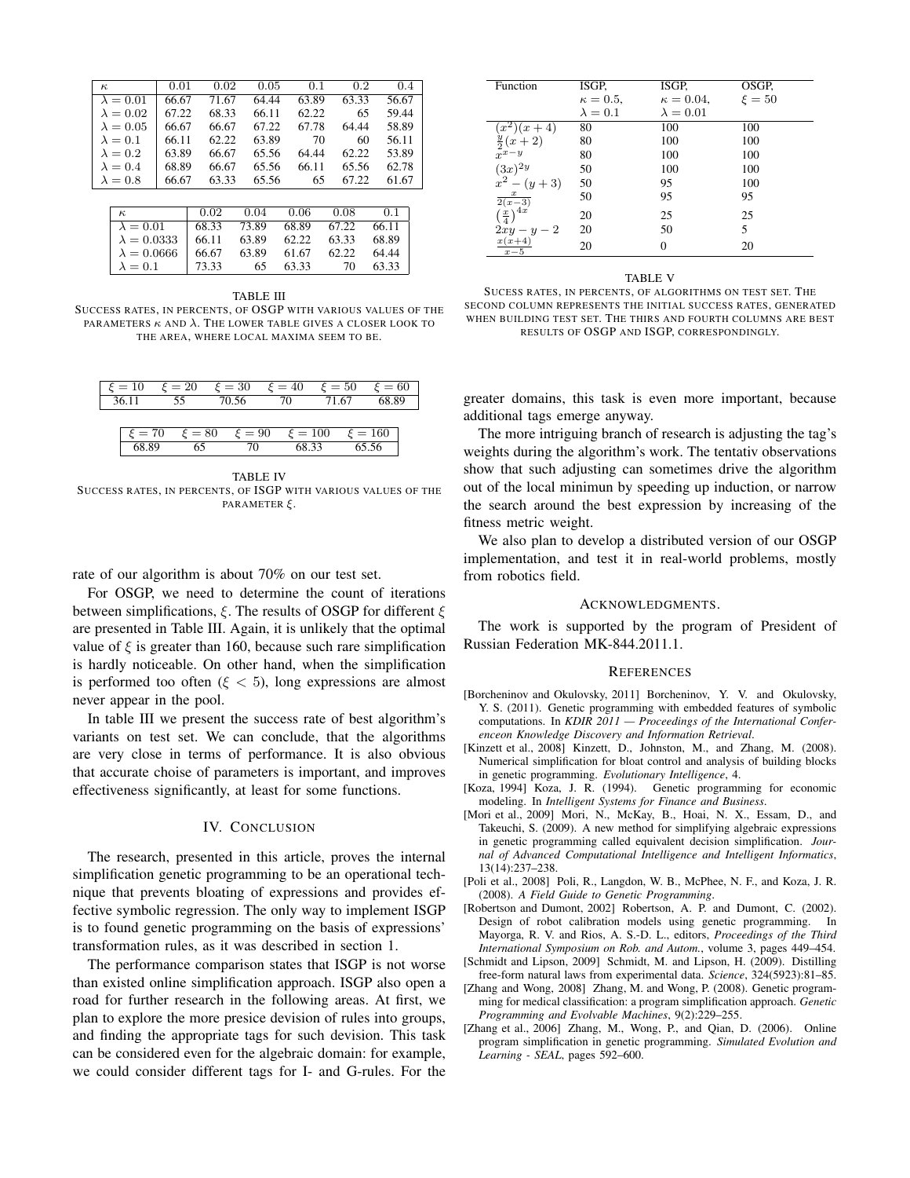| $\kappa$ | 0.01 | 0.02 | 0.05 | 0.1 | 0.2 | 0.4 |
|---|---|---|---|---|---|---|
| $\lambda = 0.01$ | 66.67 | 71.67 | 64.44 | 63.89 | 63.33 | 56.67 |
| $\lambda = 0.02$ | 67.22 | 68.33 | 66.11 | 62.22 | 65 | 59.44 |
| $\lambda = 0.05$ | 66.67 | 66.67 | 67.22 | 67.78 | 64.44 | 58.89 |
| $\lambda = 0.1$ | 66.11 | 62.22 | 63.89 | 70 | 60 | 56.11 |
| $\lambda = 0.2$ | 63.89 | 66.67 | 65.56 | 64.44 | 62.22 | 53.89 |
| $\lambda = 0.4$ | 68.89 | 66.67 | 65.56 | 66.11 | 65.56 | 62.78 |
| $\lambda = 0.8$ | 66.67 | 63.33 | 65.56 | 65 | 67.22 | 61.67 |

| $\kappa$ | 0.02 | 0.04 | 0.06 | 0.08 | 0.1 |
|---|---|---|---|---|---|
| $\lambda = 0.01$ | 68.33 | 73.89 | 68.89 | 67.22 | 66.11 |
| $\lambda = 0.0333$ | 66.11 | 63.89 | 62.22 | 63.33 | 68.89 |
| $\lambda = 0.0666$ | 66.67 | 63.89 | 61.67 | 62.22 | 64.44 |
| $\lambda = 0.1$ | 73.33 | 65 | 63.33 | 70 | 63.33 |

TABLE III
SUCCESS RATES, IN PERCENTS, OF OSGP WITH VARIOUS VALUES OF THE PARAMETERS $\kappa$ AND $\lambda$. THE LOWER TABLE GIVES A CLOSER LOOK TO THE AREA, WHERE LOCAL MAXIMA SEEM TO BE.

| $\xi = 10$ | $\xi = 20$ | $\xi = 30$ | $\xi = 40$ | $\xi = 50$ | $\xi = 60$ |
|---|---|---|---|---|---|
| 36.11 | 55 | 70.56 | 70 | 71.67 | 68.89 |

| $\xi = 70$ | $\xi = 80$ | $\xi = 90$ | $\xi = 100$ | $\xi = 160$ |
|---|---|---|---|---|
| 68.89 | 65 | 70 | 68.33 | 65.56 |

TABLE IV
SUCCESS RATES, IN PERCENTS, OF ISGP WITH VARIOUS VALUES OF THE PARAMETER $\xi$.

rate of our algorithm is about 70% on our test set.

For OSGP, we need to determine the count of iterations between simplifications, $\xi$. The results of OSGP for different $\xi$ are presented in Table III. Again, it is unlikely that the optimal value of $\xi$ is greater than 160, because such rare simplification is hardly noticeable. On other hand, when the simplification is performed too often ($\xi < 5$), long expressions are almost never appear in the pool.

In table III we present the success rate of best algorithm's variants on test set. We can conclude, that the algorithms are very close in terms of performance. It is also obvious that accurate choise of parameters is important, and improves effectiveness significantly, at least for some functions.

| Function | ISGP, $\kappa = 0.5$, $\lambda = 0.1$ | ISGP, $\kappa = 0.04$, $\lambda = 0.01$ | OSGP, $\xi = 50$ |
|---|---|---|---|
| $(x^2)(x+4)$ | 80 | 100 | 100 |
| $\frac{y}{2}(x+2)$ | 80 | 100 | 100 |
| $x^{x-y}$ | 80 | 100 | 100 |
| $(3x)^{2y}$ | 50 | 100 | 100 |
| $x^2-(y+3)$ | 50 | 95 | 100 |
| $\frac{x}{2(x-3)}$ | 50 | 95 | 95 |
| $\left(\frac{x}{4}\right)^{4x}$ | 20 | 25 | 25 |
| $2xy-y-2$ | 20 | 50 | 5 |
| $\frac{x(x+4)}{x-5}$ | 20 | 0 | 20 |

TABLE V
SUCESS RATES, IN PERCENTS, OF ALGORITHMS ON TEST SET. THE SECOND COLUMN REPRESENTS THE INITIAL SUCCESS RATES, GENERATED WHEN BUILDING TEST SET. THE THIRS AND FOURTH COLUMNS ARE BEST RESULTS OF OSGP AND ISGP, CORRESPONDINGLY.

## IV. CONCLUSION

The research, presented in this article, proves the internal simplification genetic programming to be an operational technique that prevents bloating of expressions and provides effective symbolic regression. The only way to implement ISGP is to found genetic programming on the basis of expressions' transformation rules, as it was described in section 1.

The performance comparison states that ISGP is not worse than existed online simplification approach. ISGP also open a road for further research in the following areas. At first, we plan to explore the more presice devision of rules into groups, and finding the appropriate tags for such devision. This task can be considered even for the algebraic domain: for example, we could consider different tags for I- and G-rules. For the greater domains, this task is even more important, because additional tags emerge anyway.

The more intriguing branch of research is adjusting the tag's weights during the algorithm's work. The tentativ observations show that such adjusting can sometimes drive the algorithm out of the local minimun by speeding up induction, or narrow the search around the best expression by increasing of the fitness metric weight.

We also plan to develop a distributed version of our OSGP implementation, and test it in real-world problems, mostly from robotics field.

## ACKNOWLEDGMENTS.

The work is supported by the program of President of Russian Federation MK-844.2011.1.

## REFERENCES

[Borcheninov and Okulovsky, 2011] Borcheninov, Y. V. and Okulovsky, Y. S. (2011). Genetic programming with embedded features of symbolic computations. In *KDIR 2011 — Proceedings of the International Conferenceon Knowledge Discovery and Information Retrieval*.

[Kinzett et al., 2008] Kinzett, D., Johnston, M., and Zhang, M. (2008). Numerical simplification for bloat control and analysis of building blocks in genetic programming. *Evolutionary Intelligence*, 4.

[Koza, 1994] Koza, J. R. (1994). Genetic programming for economic modeling. In *Intelligent Systems for Finance and Business*.

[Mori et al., 2009] Mori, N., McKay, B., Hoai, N. X., Essam, D., and Takeuchi, S. (2009). A new method for simplifying algebraic expressions in genetic programming called equivalent decision simplification. *Journal of Advanced Computational Intelligence and Intelligent Informatics*, 13(14):237–238.

[Poli et al., 2008] Poli, R., Langdon, W. B., McPhee, N. F., and Koza, J. R. (2008). *A Field Guide to Genetic Programming*.

[Robertson and Dumont, 2002] Robertson, A. P. and Dumont, C. (2002). Design of robot calibration models using genetic programming. In Mayorga, R. V. and Rios, A. S.-D. L., editors, *Proceedings of the Third International Symposium on Rob. and Autom.*, volume 3, pages 449–454.

[Schmidt and Lipson, 2009] Schmidt, M. and Lipson, H. (2009). Distilling free-form natural laws from experimental data. *Science*, 324(5923):81–85.

[Zhang and Wong, 2008] Zhang, M. and Wong, P. (2008). Genetic programming for medical classification: a program simplification approach. *Genetic Programming and Evolvable Machines*, 9(2):229–255.

[Zhang et al., 2006] Zhang, M., Wong, P., and Qian, D. (2006). Online program simplification in genetic programming. *Simulated Evolution and Learning - SEAL*, pages 592–600.